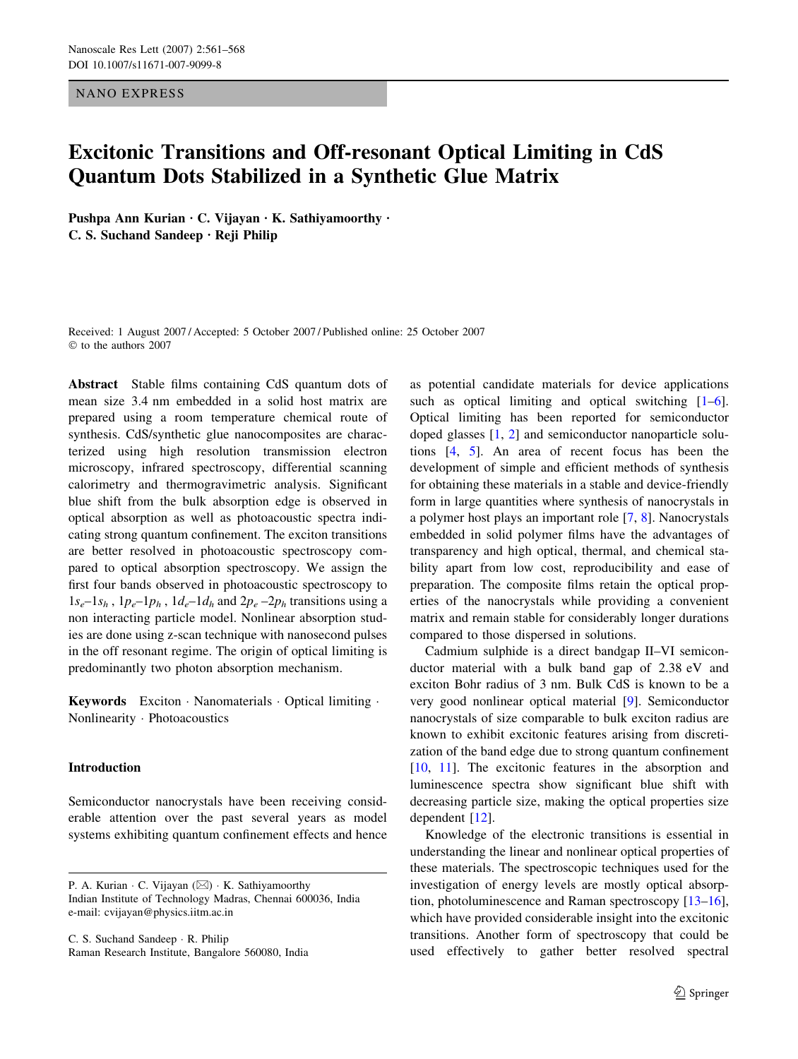NANO EXPRESS

# Excitonic Transitions and Off-resonant Optical Limiting in CdS Quantum Dots Stabilized in a Synthetic Glue Matrix

**Pushpa Ann Kurian · C. Vijayan · K. Sathiyamoorthy · C. S. Suchand Sandeep · Reji Philip**

Received: 1 August 2007 / Accepted: 5 October 2007 / Published online: 25 October 2007
© to the authors 2007

**Abstract** Stable films containing CdS quantum dots of mean size 3.4 nm embedded in a solid host matrix are prepared using a room temperature chemical route of synthesis. CdS/synthetic glue nanocomposites are characterized using high resolution transmission electron microscopy, infrared spectroscopy, differential scanning calorimetry and thermogravimetric analysis. Significant blue shift from the bulk absorption edge is observed in optical absorption as well as photoacoustic spectra indicating strong quantum confinement. The exciton transitions are better resolved in photoacoustic spectroscopy compared to optical absorption spectroscopy. We assign the first four bands observed in photoacoustic spectroscopy to $1s_e$–$1s_h$ , $1p_e$–$1p_h$ , $1d_e$–$1d_h$ and $2p_e$ –$2p_h$ transitions using a non interacting particle model. Nonlinear absorption studies are done using z-scan technique with nanosecond pulses in the off resonant regime. The origin of optical limiting is predominantly two photon absorption mechanism.

**Keywords** Exciton · Nanomaterials · Optical limiting · Nonlinearity · Photoacoustics

## Introduction

Semiconductor nanocrystals have been receiving considerable attention over the past several years as model systems exhibiting quantum confinement effects and hence as potential candidate materials for device applications such as optical limiting and optical switching [1–6]. Optical limiting has been reported for semiconductor doped glasses [1, 2] and semiconductor nanoparticle solutions [4, 5]. An area of recent focus has been the development of simple and efficient methods of synthesis for obtaining these materials in a stable and device-friendly form in large quantities where synthesis of nanocrystals in a polymer host plays an important role [7, 8]. Nanocrystals embedded in solid polymer films have the advantages of transparency and high optical, thermal, and chemical stability apart from low cost, reproducibility and ease of preparation. The composite films retain the optical properties of the nanocrystals while providing a convenient matrix and remain stable for considerably longer durations compared to those dispersed in solutions.

Cadmium sulphide is a direct bandgap II–VI semiconductor material with a bulk band gap of 2.38 eV and exciton Bohr radius of 3 nm. Bulk CdS is known to be a very good nonlinear optical material [9]. Semiconductor nanocrystals of size comparable to bulk exciton radius are known to exhibit excitonic features arising from discretization of the band edge due to strong quantum confinement [10, 11]. The excitonic features in the absorption and luminescence spectra show significant blue shift with decreasing particle size, making the optical properties size dependent [12].

Knowledge of the electronic transitions is essential in understanding the linear and nonlinear optical properties of these materials. The spectroscopic techniques used for the investigation of energy levels are mostly optical absorption, photoluminescence and Raman spectroscopy [13–16], which have provided considerable insight into the excitonic transitions. Another form of spectroscopy that could be used effectively to gather better resolved spectral

P. A. Kurian · C. Vijayan (✉) · K. Sathiyamoorthy
Indian Institute of Technology Madras, Chennai 600036, India
e-mail: cvijayan@physics.iitm.ac.in

C. S. Suchand Sandeep · R. Philip
Raman Research Institute, Bangalore 560080, India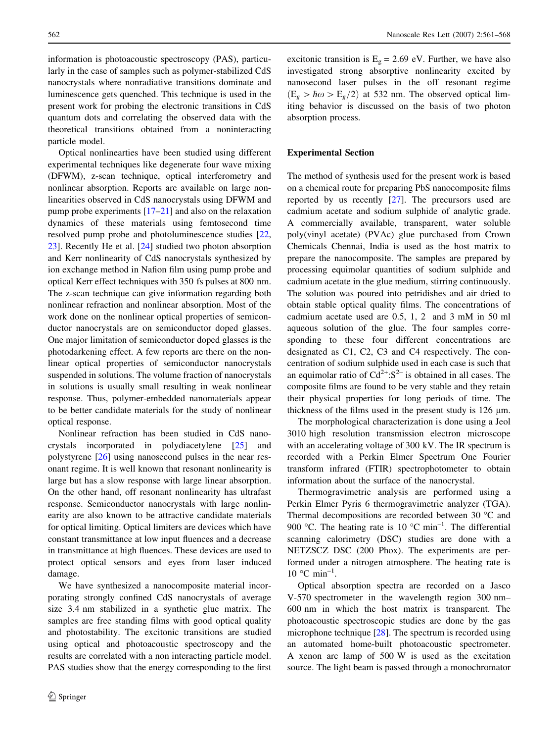information is photoacoustic spectroscopy (PAS), particularly in the case of samples such as polymer-stabilized CdS nanocrystals where nonradiative transitions dominate and luminescence gets quenched. This technique is used in the present work for probing the electronic transitions in CdS quantum dots and correlating the observed data with the theoretical transitions obtained from a noninteracting particle model.

Optical nonlinearties have been studied using different experimental techniques like degenerate four wave mixing (DFWM), z-scan technique, optical interferometry and nonlinear absorption. Reports are available on large nonlinearities observed in CdS nanocrystals using DFWM and pump probe experiments [17–21] and also on the relaxation dynamics of these materials using femtosecond time resolved pump probe and photoluminescence studies [22, 23]. Recently He et al. [24] studied two photon absorption and Kerr nonlinearity of CdS nanocrystals synthesized by ion exchange method in Nafion film using pump probe and optical Kerr effect techniques with 350 fs pulses at 800 nm. The z-scan technique can give information regarding both nonlinear refraction and nonlinear absorption. Most of the work done on the nonlinear optical properties of semiconductor nanocrystals are on semiconductor doped glasses. One major limitation of semiconductor doped glasses is the photodarkening effect. A few reports are there on the nonlinear optical properties of semiconductor nanocrystals suspended in solutions. The volume fraction of nanocrystals in solutions is usually small resulting in weak nonlinear response. Thus, polymer-embedded nanomaterials appear to be better candidate materials for the study of nonlinear optical response.

Nonlinear refraction has been studied in CdS nanocrystals incorporated in polydiacetylene [25] and polystyrene [26] using nanosecond pulses in the near resonant regime. It is well known that resonant nonlinearity is large but has a slow response with large linear absorption. On the other hand, off resonant nonlinearity has ultrafast response. Semiconductor nanocrystals with large nonlinearity are also known to be attractive candidate materials for optical limiting. Optical limiters are devices which have constant transmittance at low input fluences and a decrease in transmittance at high fluences. These devices are used to protect optical sensors and eyes from laser induced damage.

We have synthesized a nanocomposite material incorporating strongly confined CdS nanocrystals of average size 3.4 nm stabilized in a synthetic glue matrix. The samples are free standing films with good optical quality and photostability. The excitonic transitions are studied using optical and photoacoustic spectroscopy and the results are correlated with a non interacting particle model. PAS studies show that the energy corresponding to the first excitonic transition is $E_g = 2.69$ eV. Further, we have also investigated strong absorptive nonlinearity excited by nanosecond laser pulses in the off resonant regime $(E_g > \hbar\omega > E_g/2)$ at 532 nm. The observed optical limiting behavior is discussed on the basis of two photon absorption process.

## Experimental Section

The method of synthesis used for the present work is based on a chemical route for preparing PbS nanocomposite films reported by us recently [27]. The precursors used are cadmium acetate and sodium sulphide of analytic grade. A commercially available, transparent, water soluble poly(vinyl acetate) (PVAc) glue purchased from Crown Chemicals Chennai, India is used as the host matrix to prepare the nanocomposite. The samples are prepared by processing equimolar quantities of sodium sulphide and cadmium acetate in the glue medium, stirring continuously. The solution was poured into petridishes and air dried to obtain stable optical quality films. The concentrations of cadmium acetate used are 0.5, 1, 2 and 3 mM in 50 ml aqueous solution of the glue. The four samples corresponding to these four different concentrations are designated as C1, C2, C3 and C4 respectively. The concentration of sodium sulphide used in each case is such that an equimolar ratio of $Cd^{2+}$:$S^{2-}$ is obtained in all cases. The composite films are found to be very stable and they retain their physical properties for long periods of time. The thickness of the films used in the present study is 126 μm.

The morphological characterization is done using a Jeol 3010 high resolution transmission electron microscope with an accelerating voltage of 300 kV. The IR spectrum is recorded with a Perkin Elmer Spectrum One Fourier transform infrared (FTIR) spectrophotometer to obtain information about the surface of the nanocrystal.

Thermogravimetric analysis are performed using a Perkin Elmer Pyris 6 thermogravimetric analyzer (TGA). Thermal decompositions are recorded between 30 °C and 900 °C. The heating rate is 10 °C $\min^{-1}$. The differential scanning calorimetry (DSC) studies are done with a NETZSCZ DSC (200 Phox). The experiments are performed under a nitrogen atmosphere. The heating rate is 10 °C $\min^{-1}$.

Optical absorption spectra are recorded on a Jasco V-570 spectrometer in the wavelength region 300 nm–600 nm in which the host matrix is transparent. The photoacoustic spectroscopic studies are done by the gas microphone technique [28]. The spectrum is recorded using an automated home-built photoacoustic spectrometer. A xenon arc lamp of 500 W is used as the excitation source. The light beam is passed through a monochromator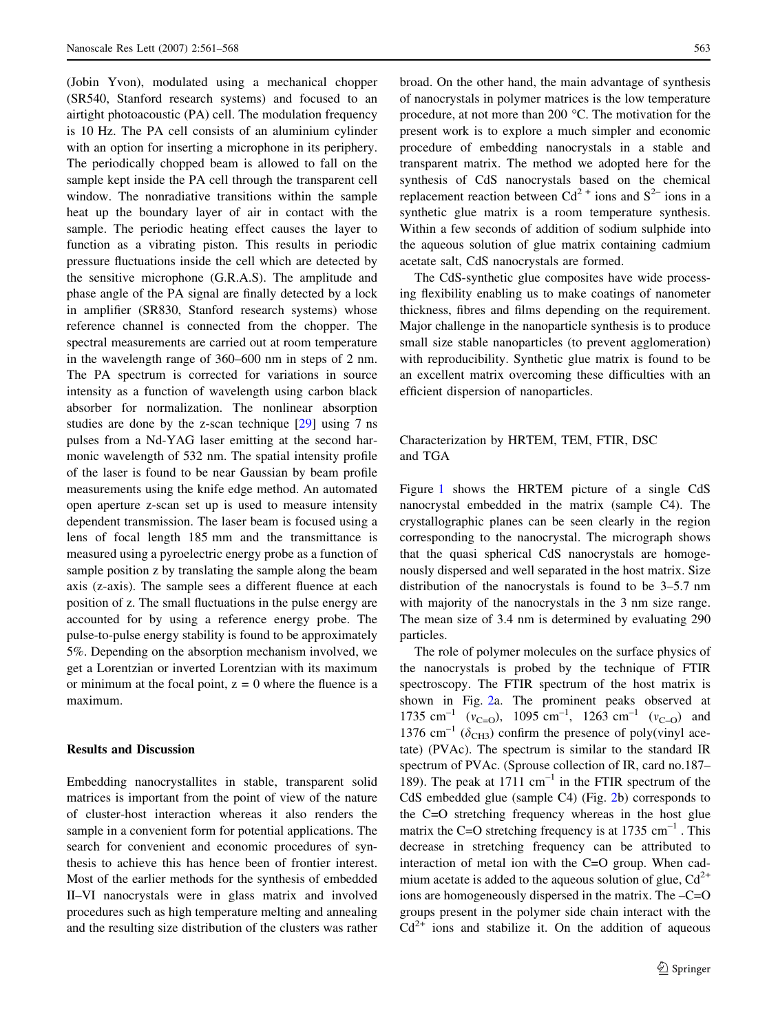(Jobin Yvon), modulated using a mechanical chopper (SR540, Stanford research systems) and focused to an airtight photoacoustic (PA) cell. The modulation frequency is 10 Hz. The PA cell consists of an aluminium cylinder with an option for inserting a microphone in its periphery. The periodically chopped beam is allowed to fall on the sample kept inside the PA cell through the transparent cell window. The nonradiative transitions within the sample heat up the boundary layer of air in contact with the sample. The periodic heating effect causes the layer to function as a vibrating piston. This results in periodic pressure fluctuations inside the cell which are detected by the sensitive microphone (G.R.A.S). The amplitude and phase angle of the PA signal are finally detected by a lock in amplifier (SR830, Stanford research systems) whose reference channel is connected from the chopper. The spectral measurements are carried out at room temperature in the wavelength range of 360–600 nm in steps of 2 nm. The PA spectrum is corrected for variations in source intensity as a function of wavelength using carbon black absorber for normalization. The nonlinear absorption studies are done by the z-scan technique [29] using 7 ns pulses from a Nd-YAG laser emitting at the second harmonic wavelength of 532 nm. The spatial intensity profile of the laser is found to be near Gaussian by beam profile measurements using the knife edge method. An automated open aperture z-scan set up is used to measure intensity dependent transmission. The laser beam is focused using a lens of focal length 185 mm and the transmittance is measured using a pyroelectric energy probe as a function of sample position z by translating the sample along the beam axis (z-axis). The sample sees a different fluence at each position of z. The small fluctuations in the pulse energy are accounted for by using a reference energy probe. The pulse-to-pulse energy stability is found to be approximately 5%. Depending on the absorption mechanism involved, we get a Lorentzian or inverted Lorentzian with its maximum or minimum at the focal point, $z = 0$ where the fluence is a maximum.

## Results and Discussion

Embedding nanocrystallites in stable, transparent solid matrices is important from the point of view of the nature of cluster-host interaction whereas it also renders the sample in a convenient form for potential applications. The search for convenient and economic procedures of synthesis to achieve this has hence been of frontier interest. Most of the earlier methods for the synthesis of embedded II–VI nanocrystals were in glass matrix and involved procedures such as high temperature melting and annealing and the resulting size distribution of the clusters was rather broad. On the other hand, the main advantage of synthesis of nanocrystals in polymer matrices is the low temperature procedure, at not more than 200 °C. The motivation for the present work is to explore a much simpler and economic procedure of embedding nanocrystals in a stable and transparent matrix. The method we adopted here for the synthesis of CdS nanocrystals based on the chemical replacement reaction between $Cd^{2+}$ ions and $S^{2-}$ ions in a synthetic glue matrix is a room temperature synthesis. Within a few seconds of addition of sodium sulphide into the aqueous solution of glue matrix containing cadmium acetate salt, CdS nanocrystals are formed.

The CdS-synthetic glue composites have wide processing flexibility enabling us to make coatings of nanometer thickness, fibres and films depending on the requirement. Major challenge in the nanoparticle synthesis is to produce small size stable nanoparticles (to prevent agglomeration) with reproducibility. Synthetic glue matrix is found to be an excellent matrix overcoming these difficulties with an efficient dispersion of nanoparticles.

### Characterization by HRTEM, TEM, FTIR, DSC and TGA

Figure 1 shows the HRTEM picture of a single CdS nanocrystal embedded in the matrix (sample C4). The crystallographic planes can be seen clearly in the region corresponding to the nanocrystal. The micrograph shows that the quasi spherical CdS nanocrystals are homogenously dispersed and well separated in the host matrix. Size distribution of the nanocrystals is found to be 3–5.7 nm with majority of the nanocrystals in the 3 nm size range. The mean size of 3.4 nm is determined by evaluating 290 particles.

The role of polymer molecules on the surface physics of the nanocrystals is probed by the technique of FTIR spectroscopy. The FTIR spectrum of the host matrix is shown in Fig. 2a. The prominent peaks observed at 1735 cm$^{-1}$ ($\nu_{C=O}$), 1095 cm$^{-1}$, 1263 cm$^{-1}$ ($\nu_{C-O}$) and 1376 cm$^{-1}$ ($\delta_{CH3}$) confirm the presence of poly(vinyl acetate) (PVAc). The spectrum is similar to the standard IR spectrum of PVAc. (Sprouse collection of IR, card no.187–189). The peak at 1711 cm$^{-1}$ in the FTIR spectrum of the CdS embedded glue (sample C4) (Fig. 2b) corresponds to the C=O stretching frequency whereas in the host glue matrix the C=O stretching frequency is at 1735 cm$^{-1}$. This decrease in stretching frequency can be attributed to interaction of metal ion with the C=O group. When cadmium acetate is added to the aqueous solution of glue, $Cd^{2+}$ ions are homogeneously dispersed in the matrix. The –C=O groups present in the polymer side chain interact with the $Cd^{2+}$ ions and stabilize it. On the addition of aqueous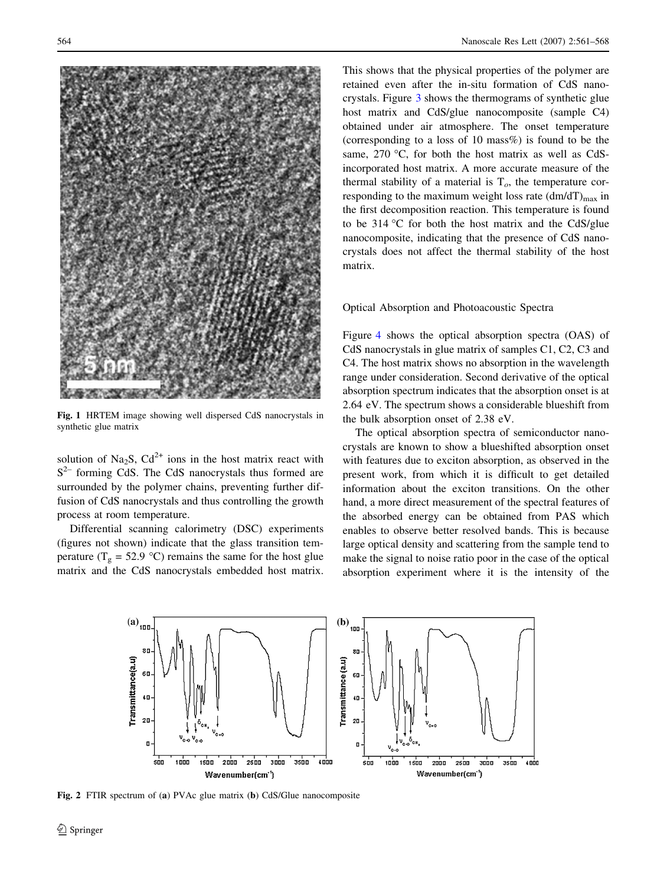Fig. 1 HRTEM image showing well dispersed CdS nanocrystals in synthetic glue matrix

solution of $Na_2S$, $Cd^{2+}$ ions in the host matrix react with $S^{2-}$ forming CdS. The CdS nanocrystals thus formed are surrounded by the polymer chains, preventing further diffusion of CdS nanocrystals and thus controlling the growth process at room temperature.

Differential scanning calorimetry (DSC) experiments (figures not shown) indicate that the glass transition temperature ($T_g$ = 52.9 °C) remains the same for the host glue matrix and the CdS nanocrystals embedded host matrix. This shows that the physical properties of the polymer are retained even after the in-situ formation of CdS nanocrystals. Figure 3 shows the thermograms of synthetic glue host matrix and CdS/glue nanocomposite (sample C4) obtained under air atmosphere. The onset temperature (corresponding to a loss of 10 mass%) is found to be the same, 270 °C, for both the host matrix as well as CdS-incorporated host matrix. A more accurate measure of the thermal stability of a material is $T_o$, the temperature corresponding to the maximum weight loss rate $(dm/dT)_{max}$ in the first decomposition reaction. This temperature is found to be 314 °C for both the host matrix and the CdS/glue nanocomposite, indicating that the presence of CdS nanocrystals does not affect the thermal stability of the host matrix.

## Optical Absorption and Photoacoustic Spectra

Figure 4 shows the optical absorption spectra (OAS) of CdS nanocrystals in glue matrix of samples C1, C2, C3 and C4. The host matrix shows no absorption in the wavelength range under consideration. Second derivative of the optical absorption spectrum indicates that the absorption onset is at 2.64 eV. The spectrum shows a considerable blueshift from the bulk absorption onset of 2.38 eV.

The optical absorption spectra of semiconductor nanocrystals are known to show a blueshifted absorption onset with features due to exciton absorption, as observed in the present work, from which it is difficult to get detailed information about the exciton transitions. On the other hand, a more direct measurement of the spectral features of the absorbed energy can be obtained from PAS which enables to observe better resolved bands. This is because large optical density and scattering from the sample tend to make the signal to noise ratio poor in the case of the optical absorption experiment where it is the intensity of the

Fig. 2 FTIR spectrum of (a) PVAc glue matrix (b) CdS/Glue nanocomposite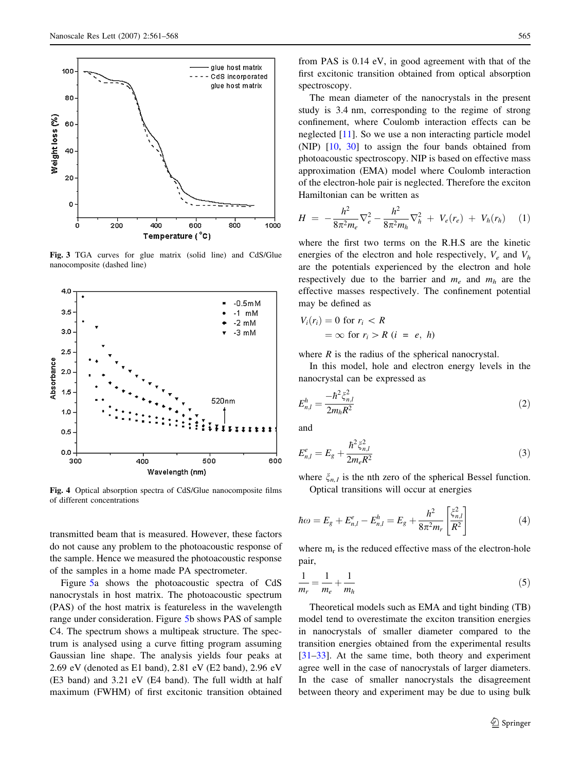Fig. 3 TGA curves for glue matrix (solid line) and CdS/Glue nanocomposite (dashed line)

Fig. 4 Optical absorption spectra of CdS/Glue nanocomposite films of different concentrations

transmitted beam that is measured. However, these factors do not cause any problem to the photoacoustic response of the sample. Hence we measured the photoacoustic response of the samples in a home made PA spectrometer.

Figure 5a shows the photoacoustic spectra of CdS nanocrystals in host matrix. The photoacoustic spectrum (PAS) of the host matrix is featureless in the wavelength range under consideration. Figure 5b shows PAS of sample C4. The spectrum shows a multipeak structure. The spectrum is analysed using a curve fitting program assuming Gaussian line shape. The analysis yields four peaks at 2.69 eV (denoted as E1 band), 2.81 eV (E2 band), 2.96 eV (E3 band) and 3.21 eV (E4 band). The full width at half maximum (FWHM) of first excitonic transition obtained from PAS is 0.14 eV, in good agreement with that of the first excitonic transition obtained from optical absorption spectroscopy.

The mean diameter of the nanocrystals in the present study is 3.4 nm, corresponding to the regime of strong confinement, where Coulomb interaction effects can be neglected [11]. So we use a non interacting particle model (NIP) [10, 30] to assign the four bands obtained from photoacoustic spectroscopy. NIP is based on effective mass approximation (EMA) model where Coulomb interaction of the electron-hole pair is neglected. Therefore the exciton Hamiltonian can be written as

$$H = -\frac{h^2}{8\pi^2 m_e}\nabla_e^2 - \frac{h^2}{8\pi^2 m_h}\nabla_h^2 + V_e(r_e) + V_h(r_h) \quad (1)$$

where the first two terms on the R.H.S are the kinetic energies of the electron and hole respectively, $V_e$ and $V_h$ are the potentials experienced by the electron and hole respectively due to the barrier and $m_e$ and $m_h$ are the effective masses respectively. The confinement potential may be defined as

$$V_i(r_i) = 0 \text{ for } r_i < R$$
$$= \infty \text{ for } r_i > R \ (i = e, h)$$

where $R$ is the radius of the spherical nanocrystal.

In this model, hole and electron energy levels in the nanocrystal can be expressed as

$$E_{n,l}^h = \frac{-\hbar^2 \xi_{n,l}^2}{2m_h R^2} \quad (2)$$

and

$$E_{n,l}^e = E_g + \frac{\hbar^2 \xi_{n,l}^2}{2m_e R^2} \quad (3)$$

where $\xi_{n,l}$ is the nth zero of the spherical Bessel function.

Optical transitions will occur at energies

$$\hbar\omega = E_g + E_{n,l}^e - E_{n,l}^h = E_g + \frac{h^2}{8\pi^2 m_r}\left[\frac{\xi_{n,l}^2}{R^2}\right] \quad (4)$$

where $m_r$ is the reduced effective mass of the electron-hole pair,

$$\frac{1}{m_r} = \frac{1}{m_e} + \frac{1}{m_h} \quad (5)$$

Theoretical models such as EMA and tight binding (TB) model tend to overestimate the exciton transition energies in nanocrystals of smaller diameter compared to the transition energies obtained from the experimental results [31–33]. At the same time, both theory and experiment agree well in the case of nanocrystals of larger diameters. In the case of smaller nanocrystals the disagreement between theory and experiment may be due to using bulk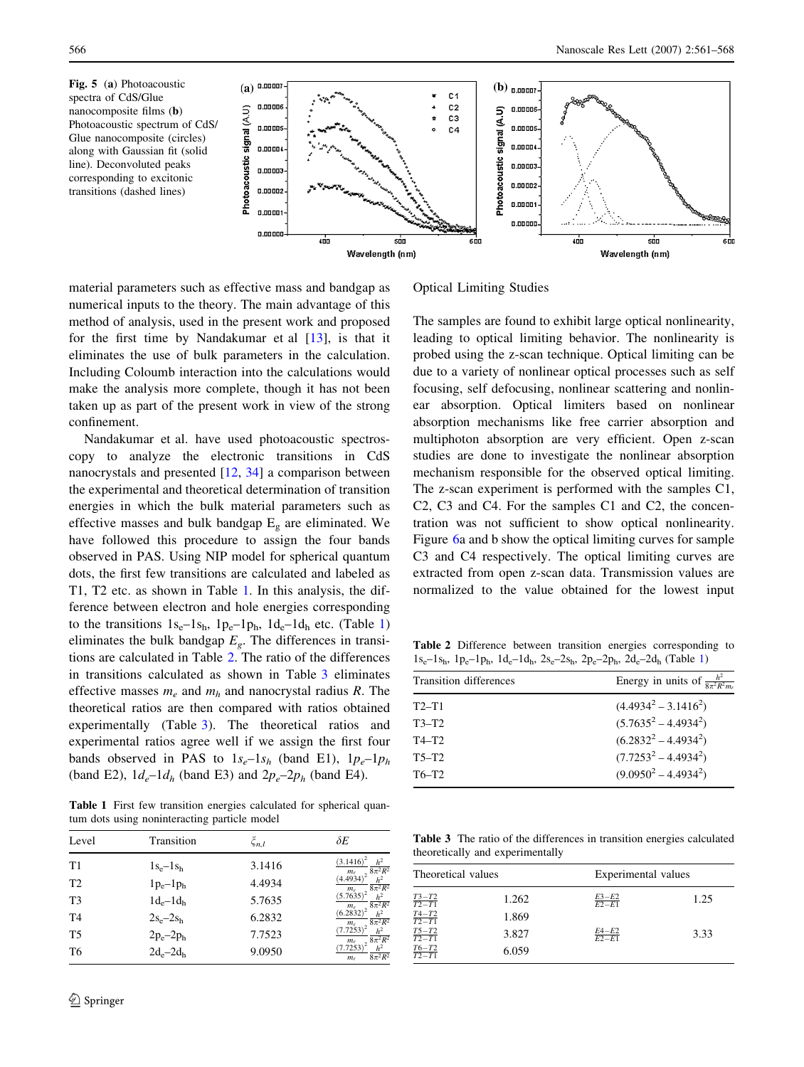**Fig. 5** (**a**) Photoacoustic spectra of CdS/Glue nanocomposite films (**b**) Photoacoustic spectrum of CdS/Glue nanocomposite (circles) along with Gaussian fit (solid line). Deconvoluted peaks corresponding to excitonic transitions (dashed lines)

material parameters such as effective mass and bandgap as numerical inputs to the theory. The main advantage of this method of analysis, used in the present work and proposed for the first time by Nandakumar et al [13], is that it eliminates the use of bulk parameters in the calculation. Including Coloumb interaction into the calculations would make the analysis more complete, though it has not been taken up as part of the present work in view of the strong confinement.

Nandakumar et al. have used photoacoustic spectroscopy to analyze the electronic transitions in CdS nanocrystals and presented [12, 34] a comparison between the experimental and theoretical determination of transition energies in which the bulk material parameters such as effective masses and bulk bandgap $E_g$ are eliminated. We have followed this procedure to assign the four bands observed in PAS. Using NIP model for spherical quantum dots, the first few transitions are calculated and labeled as T1, T2 etc. as shown in Table 1. In this analysis, the difference between electron and hole energies corresponding to the transitions $1s_e$–$1s_h$, $1p_e$–$1p_h$, $1d_e$–$1d_h$ etc. (Table 1) eliminates the bulk bandgap $E_g$. The differences in transitions are calculated in Table 2. The ratio of the differences in transitions calculated as shown in Table 3 eliminates effective masses $m_e$ and $m_h$ and nanocrystal radius $R$. The theoretical ratios are then compared with ratios obtained experimentally (Table 3). The theoretical ratios and experimental ratios agree well if we assign the first four bands observed in PAS to $1s_e$–$1s_h$ (band E1), $1p_e$–$1p_h$ (band E2), $1d_e$–$1d_h$ (band E3) and $2p_e$–$2p_h$ (band E4).

**Table 1** First few transition energies calculated for spherical quantum dots using noninteracting particle model

| Level | Transition | $\xi_{n,l}$ | $\delta E$ |
|---|---|---|---|
| T1 | $1s_e$–$1s_h$ | 3.1416 | $\frac{(3.1416)^2}{m_r}\frac{h^2}{8\pi^2R^2}$ |
| T2 | $1p_e$–$1p_h$ | 4.4934 | $\frac{(4.4934)^2}{m_r}\frac{h^2}{8\pi^2R^2}$ |
| T3 | $1d_e$–$1d_h$ | 5.7635 | $\frac{(5.7635)^2}{m_r}\frac{h^2}{8\pi^2R^2}$ |
| T4 | $2s_e$–$2s_h$ | 6.2832 | $\frac{(6.2832)^2}{m_r}\frac{h^2}{8\pi^2R^2}$ |
| T5 | $2p_e$–$2p_h$ | 7.7523 | $\frac{(7.7253)^2}{m_r}\frac{h^2}{8\pi^2R^2}$ |
| T6 | $2d_e$–$2d_h$ | 9.0950 | $\frac{(7.7253)^2}{m_r}\frac{h^2}{8\pi^2R^2}$ |

## Optical Limiting Studies

The samples are found to exhibit large optical nonlinearity, leading to optical limiting behavior. The nonlinearity is probed using the z-scan technique. Optical limiting can be due to a variety of nonlinear optical processes such as self focusing, self defocusing, nonlinear scattering and nonlinear absorption. Optical limiters based on nonlinear absorption mechanisms like free carrier absorption and multiphoton absorption are very efficient. Open z-scan studies are done to investigate the nonlinear absorption mechanism responsible for the observed optical limiting. The z-scan experiment is performed with the samples C1, C2, C3 and C4. For the samples C1 and C2, the concentration was not sufficient to show optical nonlinearity. Figure 6a and b show the optical limiting curves for sample C3 and C4 respectively. The optical limiting curves are extracted from open z-scan data. Transmission values are normalized to the value obtained for the lowest input

**Table 2** Difference between transition energies corresponding to $1s_e$–$1s_h$, $1p_e$–$1p_h$, $1d_e$–$1d_h$, $2s_e$–$2s_h$, $2p_e$–$2p_h$, $2d_e$–$2d_h$ (Table 1)

| Transition differences | Energy in units of $\frac{h^2}{8\pi^2R^2m_r}$ |
|---|---|
| T2–T1 | $(4.4934^2 - 3.1416^2)$ |
| T3–T2 | $(5.7635^2 - 4.4934^2)$ |
| T4–T2 | $(6.2832^2 - 4.4934^2)$ |
| T5–T2 | $(7.7253^2 - 4.4934^2)$ |
| T6–T2 | $(9.0950^2 - 4.4934^2)$ |

**Table 3** The ratio of the differences in transition energies calculated theoretically and experimentally

| Theoretical values | | Experimental values | |
|---|---|---|---|
| $\frac{T3-T2}{T2-T1}$ | 1.262 | $\frac{E3-E2}{E2-E1}$ | 1.25 |
| $\frac{T4-T2}{T2-T1}$ | 1.869 | | |
| $\frac{T5-T2}{T2-T1}$ | 3.827 | $\frac{E4-E2}{E2-E1}$ | 3.33 |
| $\frac{T6-T2}{T2-T1}$ | 6.059 | | |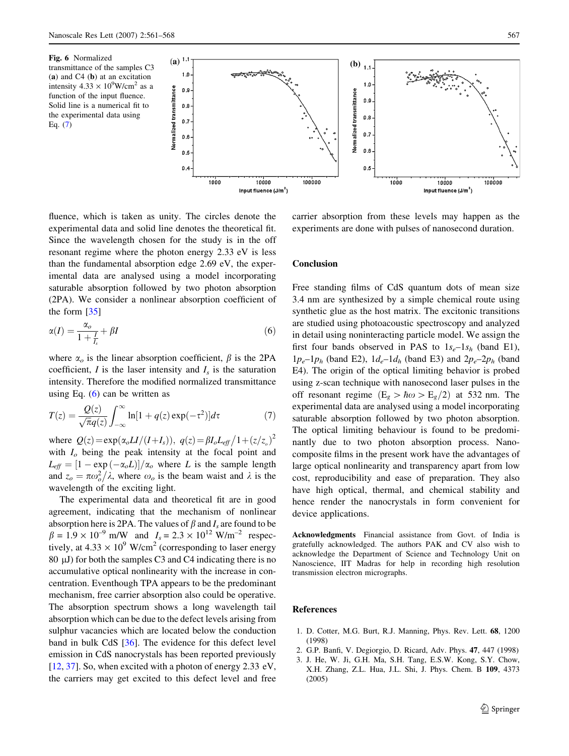**Fig. 6** Normalized transmittance of the samples C3 (**a**) and C4 (**b**) at an excitation intensity $4.33 \times 10^9$W/cm$^2$ as a function of the input fluence. Solid line is a numerical fit to the experimental data using Eq. (7)

fluence, which is taken as unity. The circles denote the experimental data and solid line denotes the theoretical fit. Since the wavelength chosen for the study is in the off resonant regime where the photon energy 2.33 eV is less than the fundamental absorption edge 2.69 eV, the experimental data are analysed using a model incorporating saturable absorption followed by two photon absorption (2PA). We consider a nonlinear absorption coefficient of the form [35]

$$\alpha(I) = \frac{\alpha_o}{1 + \frac{I}{I_s}} + \beta I \tag{6}$$

where $\alpha_o$ is the linear absorption coefficient, $\beta$ is the 2PA coefficient, $I$ is the laser intensity and $I_s$ is the saturation intensity. Therefore the modified normalized transmittance using Eq. (6) can be written as

$$T(z) = \frac{Q(z)}{\sqrt{\pi}q(z)} \int_{-\infty}^{\infty} \ln[1 + q(z)\exp(-\tau^2)]d\tau \tag{7}$$

where $Q(z) = \exp(\alpha_o LI/(I+I_s))$, $q(z) = \beta I_o L_{eff}/1+(z/z_o)^2$ with $I_o$ being the peak intensity at the focal point and $L_{eff} = [1 - \exp(-\alpha_o L)]/\alpha_o$ where $L$ is the sample length and $z_o = \pi\omega_o^2/\lambda$, where $\omega_o$ is the beam waist and $\lambda$ is the wavelength of the exciting light.

The experimental data and theoretical fit are in good agreement, indicating that the mechanism of nonlinear absorption here is 2PA. The values of $\beta$ and $I_s$ are found to be $\beta = 1.9 \times 10^{-9}$ m/W and $I_s = 2.3 \times 10^{12}$ W/m$^{-2}$ respectively, at $4.33 \times 10^9$ W/cm$^2$ (corresponding to laser energy 80 μJ) for both the samples C3 and C4 indicating there is no accumulative optical nonlinearity with the increase in concentration. Eventhough TPA appears to be the predominant mechanism, free carrier absorption also could be operative. The absorption spectrum shows a long wavelength tail absorption which can be due to the defect levels arising from sulphur vacancies which are located below the conduction band in bulk CdS [36]. The evidence for this defect level emission in CdS nanocrystals has been reported previously [12, 37]. So, when excited with a photon of energy 2.33 eV, the carriers may get excited to this defect level and free carrier absorption from these levels may happen as the experiments are done with pulses of nanosecond duration.

## Conclusion

Free standing films of CdS quantum dots of mean size 3.4 nm are synthesized by a simple chemical route using synthetic glue as the host matrix. The excitonic transitions are studied using photoacoustic spectroscopy and analyzed in detail using noninteracting particle model. We assign the first four bands observed in PAS to $1s_e$–$1s_h$ (band E1), $1p_e$–$1p_h$ (band E2), $1d_e$–$1d_h$ (band E3) and $2p_e$–$2p_h$ (band E4). The origin of the optical limiting behavior is probed using z-scan technique with nanosecond laser pulses in the off resonant regime ($E_g > \hbar\omega > E_g/2$) at 532 nm. The experimental data are analysed using a model incorporating saturable absorption followed by two photon absorption. The optical limiting behaviour is found to be predominantly due to two photon absorption process. Nanocomposite films in the present work have the advantages of large optical nonlinearity and transparency apart from low cost, reproducibility and ease of preparation. They also have high optical, thermal, and chemical stability and hence render the nanocrystals in form convenient for device applications.

**Acknowledgments** Financial assistance from Govt. of India is gratefully acknowledged. The authors PAK and CV also wish to acknowledge the Department of Science and Technology Unit on Nanoscience, IIT Madras for help in recording high resolution transmission electron micrographs.

## References

1. D. Cotter, M.G. Burt, R.J. Manning, Phys. Rev. Lett. **68**, 1200 (1998)
2. G.P. Banfi, V. Degiorgio, D. Ricard, Adv. Phys. **47**, 447 (1998)
3. J. He, W. Ji, G.H. Ma, S.H. Tang, E.S.W. Kong, S.Y. Chow, X.H. Zhang, Z.L. Hua, J.L. Shi, J. Phys. Chem. B **109**, 4373 (2005)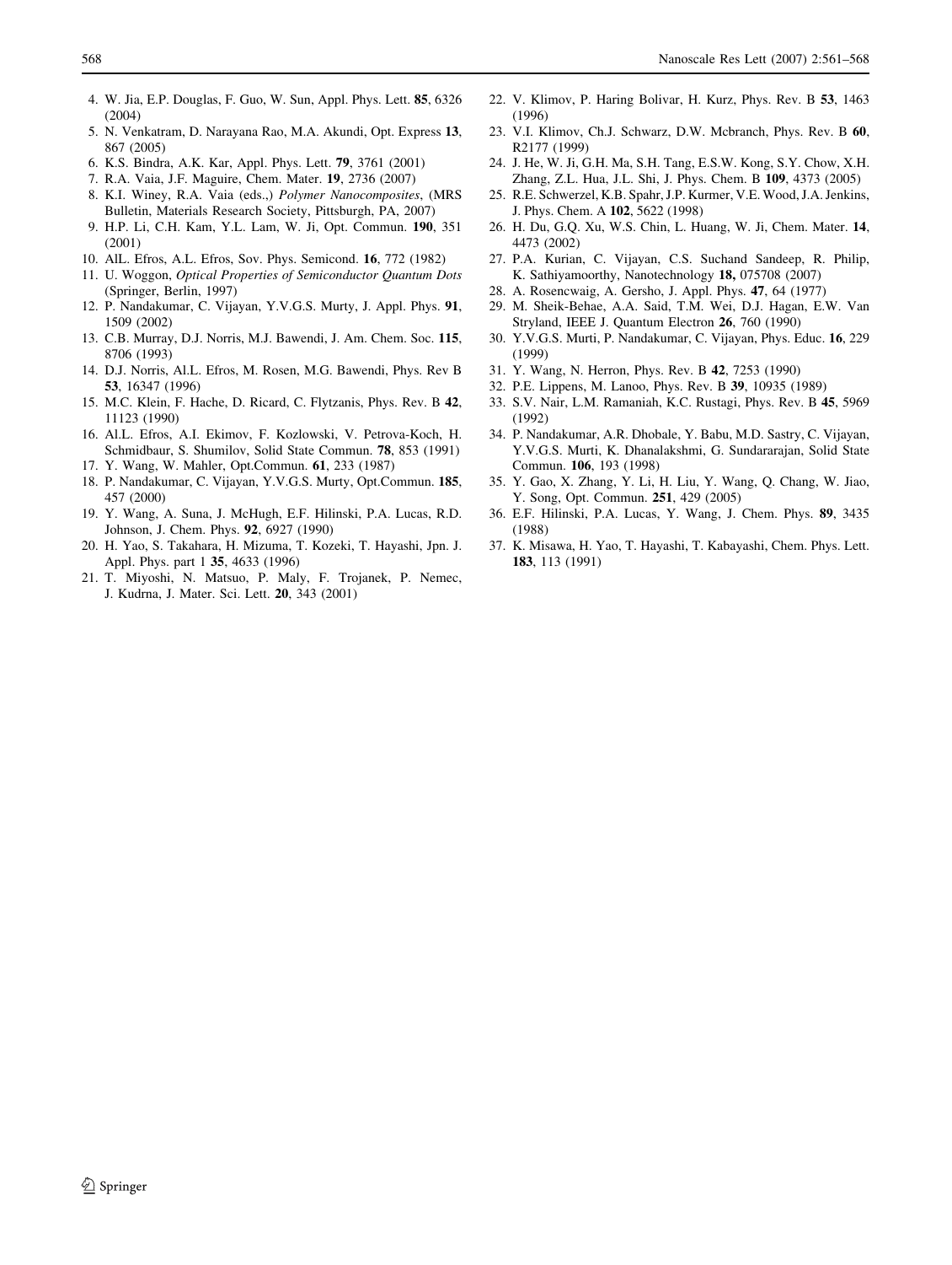4. W. Jia, E.P. Douglas, F. Guo, W. Sun, Appl. Phys. Lett. **85**, 6326 (2004)
5. N. Venkatram, D. Narayana Rao, M.A. Akundi, Opt. Express **13**, 867 (2005)
6. K.S. Bindra, A.K. Kar, Appl. Phys. Lett. **79**, 3761 (2001)
7. R.A. Vaia, J.F. Maguire, Chem. Mater. **19**, 2736 (2007)
8. K.I. Winey, R.A. Vaia (eds.,) *Polymer Nanocomposites*, (MRS Bulletin, Materials Research Society, Pittsburgh, PA, 2007)
9. H.P. Li, C.H. Kam, Y.L. Lam, W. Ji, Opt. Commun. **190**, 351 (2001)
10. AlL. Efros, A.L. Efros, Sov. Phys. Semicond. **16**, 772 (1982)
11. U. Woggon, *Optical Properties of Semiconductor Quantum Dots* (Springer, Berlin, 1997)
12. P. Nandakumar, C. Vijayan, Y.V.G.S. Murty, J. Appl. Phys. **91**, 1509 (2002)
13. C.B. Murray, D.J. Norris, M.J. Bawendi, J. Am. Chem. Soc. **115**, 8706 (1993)
14. D.J. Norris, Al.L. Efros, M. Rosen, M.G. Bawendi, Phys. Rev B **53**, 16347 (1996)
15. M.C. Klein, F. Hache, D. Ricard, C. Flytzanis, Phys. Rev. B **42**, 11123 (1990)
16. Al.L. Efros, A.I. Ekimov, F. Kozlowski, V. Petrova-Koch, H. Schmidbaur, S. Shumilov, Solid State Commun. **78**, 853 (1991)
17. Y. Wang, W. Mahler, Opt.Commun. **61**, 233 (1987)
18. P. Nandakumar, C. Vijayan, Y.V.G.S. Murty, Opt.Commun. **185**, 457 (2000)
19. Y. Wang, A. Suna, J. McHugh, E.F. Hilinski, P.A. Lucas, R.D. Johnson, J. Chem. Phys. **92**, 6927 (1990)
20. H. Yao, S. Takahara, H. Mizuma, T. Kozeki, T. Hayashi, Jpn. J. Appl. Phys. part 1 **35**, 4633 (1996)
21. T. Miyoshi, N. Matsuo, P. Maly, F. Trojanek, P. Nemec, J. Kudrna, J. Mater. Sci. Lett. **20**, 343 (2001)
22. V. Klimov, P. Haring Bolivar, H. Kurz, Phys. Rev. B **53**, 1463 (1996)
23. V.I. Klimov, Ch.J. Schwarz, D.W. Mcbranch, Phys. Rev. B **60**, R2177 (1999)
24. J. He, W. Ji, G.H. Ma, S.H. Tang, E.S.W. Kong, S.Y. Chow, X.H. Zhang, Z.L. Hua, J.L. Shi, J. Phys. Chem. B **109**, 4373 (2005)
25. R.E. Schwerzel, K.B. Spahr, J.P. Kurmer, V.E. Wood, J.A. Jenkins, J. Phys. Chem. A **102**, 5622 (1998)
26. H. Du, G.Q. Xu, W.S. Chin, L. Huang, W. Ji, Chem. Mater. **14**, 4473 (2002)
27. P.A. Kurian, C. Vijayan, C.S. Suchand Sandeep, R. Philip, K. Sathiyamoorthy, Nanotechnology **18,** 075708 (2007)
28. A. Rosencwaig, A. Gersho, J. Appl. Phys. **47**, 64 (1977)
29. M. Sheik-Behae, A.A. Said, T.M. Wei, D.J. Hagan, E.W. Van Stryland, IEEE J. Quantum Electron **26**, 760 (1990)
30. Y.V.G.S. Murti, P. Nandakumar, C. Vijayan, Phys. Educ. **16**, 229 (1999)
31. Y. Wang, N. Herron, Phys. Rev. B **42**, 7253 (1990)
32. P.E. Lippens, M. Lanoo, Phys. Rev. B **39**, 10935 (1989)
33. S.V. Nair, L.M. Ramaniah, K.C. Rustagi, Phys. Rev. B **45**, 5969 (1992)
34. P. Nandakumar, A.R. Dhobale, Y. Babu, M.D. Sastry, C. Vijayan, Y.V.G.S. Murti, K. Dhanalakshmi, G. Sundararajan, Solid State Commun. **106**, 193 (1998)
35. Y. Gao, X. Zhang, Y. Li, H. Liu, Y. Wang, Q. Chang, W. Jiao, Y. Song, Opt. Commun. **251**, 429 (2005)
36. E.F. Hilinski, P.A. Lucas, Y. Wang, J. Chem. Phys. **89**, 3435 (1988)
37. K. Misawa, H. Yao, T. Hayashi, T. Kabayashi, Chem. Phys. Lett. **183**, 113 (1991)